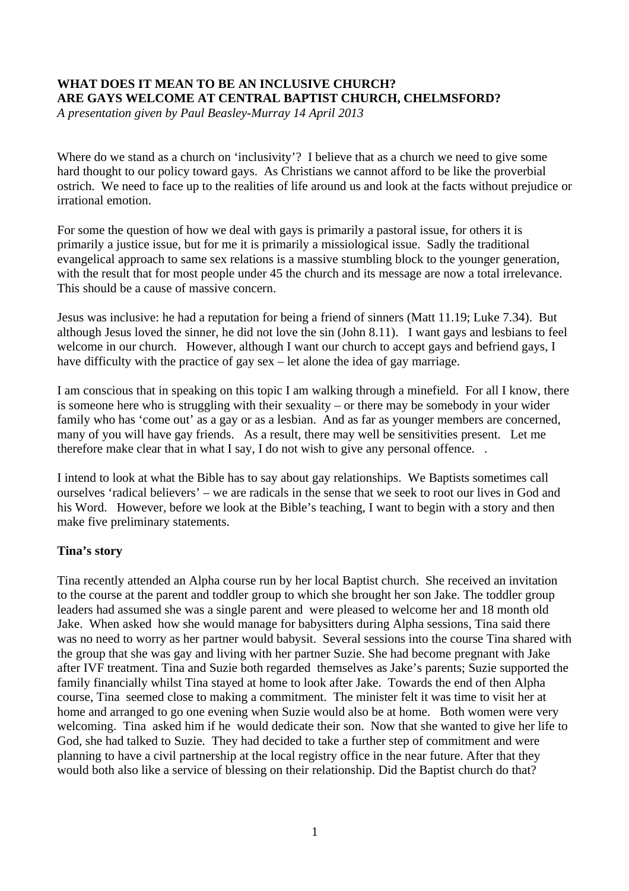**WHAT DOES IT MEAN TO BE AN INCLUSIVE CHURCH?**
**ARE GAYS WELCOME AT CENTRAL BAPTIST CHURCH, CHELMSFORD?**
*A presentation given by Paul Beasley-Murray 14 April 2013*

Where do we stand as a church on 'inclusivity'? I believe that as a church we need to give some hard thought to our policy toward gays. As Christians we cannot afford to be like the proverbial ostrich. We need to face up to the realities of life around us and look at the facts without prejudice or irrational emotion.

For some the question of how we deal with gays is primarily a pastoral issue, for others it is primarily a justice issue, but for me it is primarily a missiological issue. Sadly the traditional evangelical approach to same sex relations is a massive stumbling block to the younger generation, with the result that for most people under 45 the church and its message are now a total irrelevance. This should be a cause of massive concern.

Jesus was inclusive: he had a reputation for being a friend of sinners (Matt 11.19; Luke 7.34). But although Jesus loved the sinner, he did not love the sin (John 8.11). I want gays and lesbians to feel welcome in our church. However, although I want our church to accept gays and befriend gays, I have difficulty with the practice of gay sex – let alone the idea of gay marriage.

I am conscious that in speaking on this topic I am walking through a minefield. For all I know, there is someone here who is struggling with their sexuality – or there may be somebody in your wider family who has 'come out' as a gay or as a lesbian. And as far as younger members are concerned, many of you will have gay friends. As a result, there may well be sensitivities present. Let me therefore make clear that in what I say, I do not wish to give any personal offence. .

I intend to look at what the Bible has to say about gay relationships. We Baptists sometimes call ourselves 'radical believers' – we are radicals in the sense that we seek to root our lives in God and his Word. However, before we look at the Bible's teaching, I want to begin with a story and then make five preliminary statements.

**Tina's story**

Tina recently attended an Alpha course run by her local Baptist church. She received an invitation to the course at the parent and toddler group to which she brought her son Jake. The toddler group leaders had assumed she was a single parent and were pleased to welcome her and 18 month old Jake. When asked how she would manage for babysitters during Alpha sessions, Tina said there was no need to worry as her partner would babysit. Several sessions into the course Tina shared with the group that she was gay and living with her partner Suzie. She had become pregnant with Jake after IVF treatment. Tina and Suzie both regarded themselves as Jake's parents; Suzie supported the family financially whilst Tina stayed at home to look after Jake. Towards the end of then Alpha course, Tina seemed close to making a commitment. The minister felt it was time to visit her at home and arranged to go one evening when Suzie would also be at home. Both women were very welcoming. Tina asked him if he would dedicate their son. Now that she wanted to give her life to God, she had talked to Suzie. They had decided to take a further step of commitment and were planning to have a civil partnership at the local registry office in the near future. After that they would both also like a service of blessing on their relationship. Did the Baptist church do that?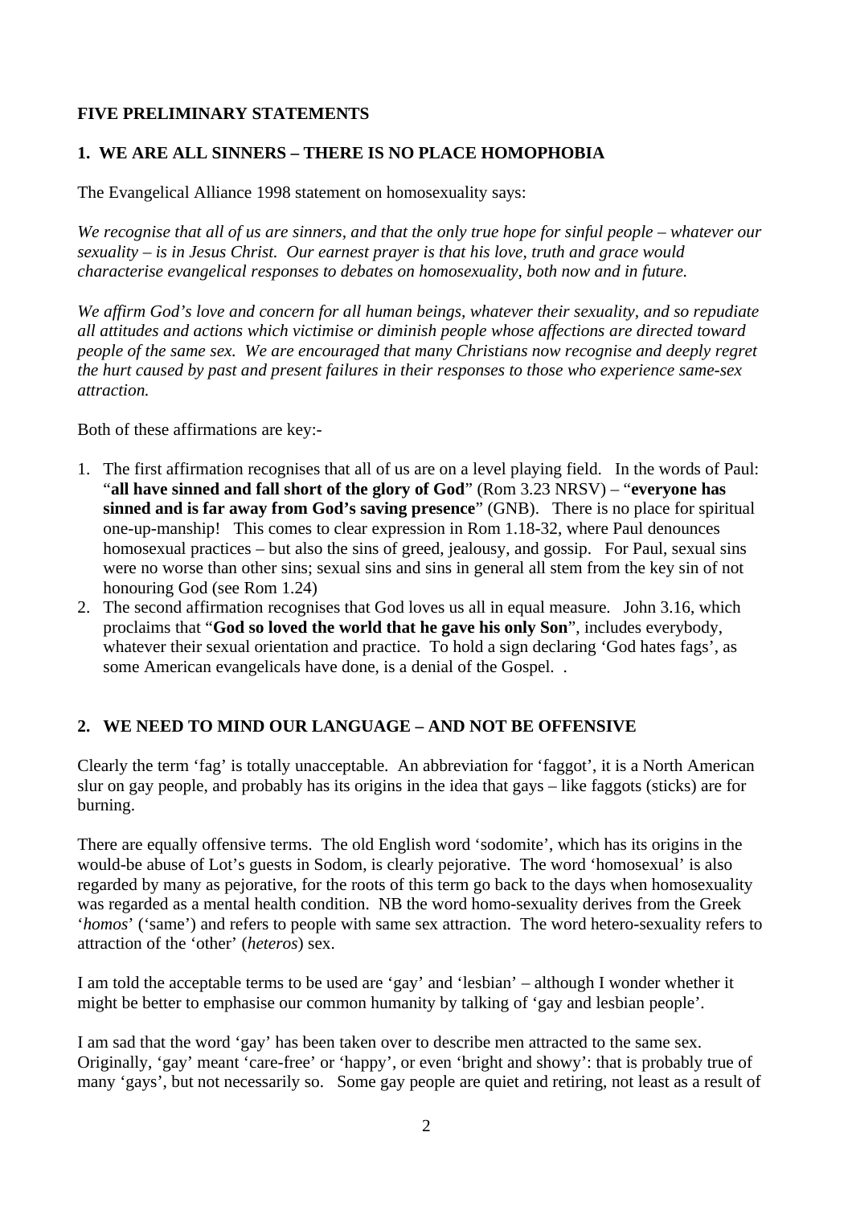**FIVE PRELIMINARY STATEMENTS**

**1. WE ARE ALL SINNERS – THERE IS NO PLACE HOMOPHOBIA**

The Evangelical Alliance 1998 statement on homosexuality says:

*We recognise that all of us are sinners, and that the only true hope for sinful people – whatever our sexuality – is in Jesus Christ. Our earnest prayer is that his love, truth and grace would characterise evangelical responses to debates on homosexuality, both now and in future.*

*We affirm God's love and concern for all human beings, whatever their sexuality, and so repudiate all attitudes and actions which victimise or diminish people whose affections are directed toward people of the same sex. We are encouraged that many Christians now recognise and deeply regret the hurt caused by past and present failures in their responses to those who experience same-sex attraction.*

Both of these affirmations are key:-

1. The first affirmation recognises that all of us are on a level playing field. In the words of Paul: "**all have sinned and fall short of the glory of God**" (Rom 3.23 NRSV) – "**everyone has sinned and is far away from God's saving presence**" (GNB). There is no place for spiritual one-up-manship! This comes to clear expression in Rom 1.18-32, where Paul denounces homosexual practices – but also the sins of greed, jealousy, and gossip. For Paul, sexual sins were no worse than other sins; sexual sins and sins in general all stem from the key sin of not honouring God (see Rom 1.24)
2. The second affirmation recognises that God loves us all in equal measure. John 3.16, which proclaims that "**God so loved the world that he gave his only Son**", includes everybody, whatever their sexual orientation and practice. To hold a sign declaring 'God hates fags', as some American evangelicals have done, is a denial of the Gospel. .

**2. WE NEED TO MIND OUR LANGUAGE – AND NOT BE OFFENSIVE**

Clearly the term 'fag' is totally unacceptable. An abbreviation for 'faggot', it is a North American slur on gay people, and probably has its origins in the idea that gays – like faggots (sticks) are for burning.

There are equally offensive terms. The old English word 'sodomite', which has its origins in the would-be abuse of Lot's guests in Sodom, is clearly pejorative. The word 'homosexual' is also regarded by many as pejorative, for the roots of this term go back to the days when homosexuality was regarded as a mental health condition. NB the word homo-sexuality derives from the Greek '*homos*' ('same') and refers to people with same sex attraction. The word hetero-sexuality refers to attraction of the 'other' (*heteros*) sex.

I am told the acceptable terms to be used are 'gay' and 'lesbian' – although I wonder whether it might be better to emphasise our common humanity by talking of 'gay and lesbian people'.

I am sad that the word 'gay' has been taken over to describe men attracted to the same sex. Originally, 'gay' meant 'care-free' or 'happy', or even 'bright and showy': that is probably true of many 'gays', but not necessarily so. Some gay people are quiet and retiring, not least as a result of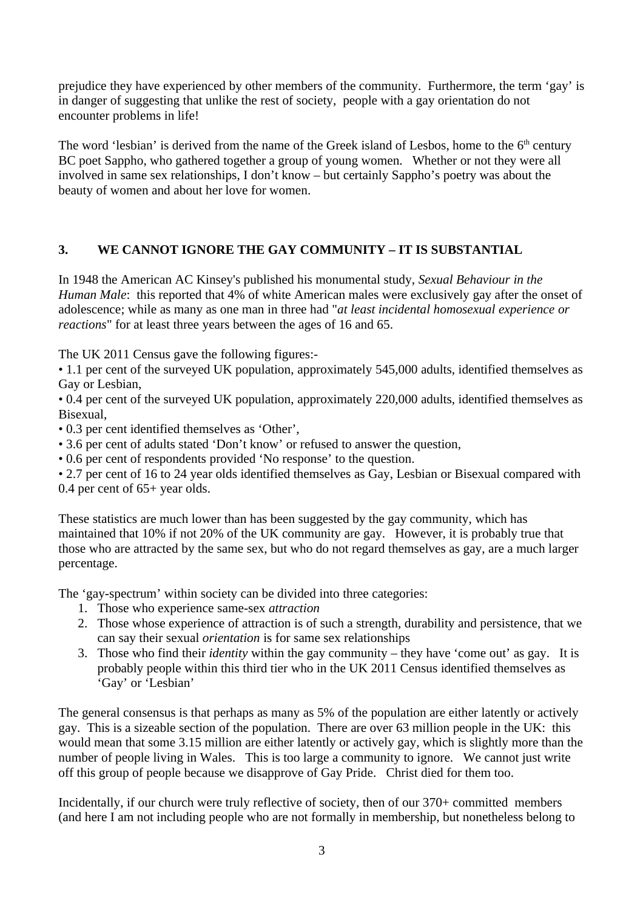prejudice they have experienced by other members of the community. Furthermore, the term 'gay' is in danger of suggesting that unlike the rest of society, people with a gay orientation do not encounter problems in life!

The word 'lesbian' is derived from the name of the Greek island of Lesbos, home to the 6th century BC poet Sappho, who gathered together a group of young women. Whether or not they were all involved in same sex relationships, I don't know – but certainly Sappho's poetry was about the beauty of women and about her love for women.

## 3. WE CANNOT IGNORE THE GAY COMMUNITY – IT IS SUBSTANTIAL

In 1948 the American AC Kinsey's published his monumental study, *Sexual Behaviour in the Human Male*: this reported that 4% of white American males were exclusively gay after the onset of adolescence; while as many as one man in three had "*at least incidental homosexual experience or reactions*" for at least three years between the ages of 16 and 65.

The UK 2011 Census gave the following figures:-

• 1.1 per cent of the surveyed UK population, approximately 545,000 adults, identified themselves as Gay or Lesbian,
• 0.4 per cent of the surveyed UK population, approximately 220,000 adults, identified themselves as Bisexual,
• 0.3 per cent identified themselves as 'Other',
• 3.6 per cent of adults stated 'Don't know' or refused to answer the question,
• 0.6 per cent of respondents provided 'No response' to the question.
• 2.7 per cent of 16 to 24 year olds identified themselves as Gay, Lesbian or Bisexual compared with 0.4 per cent of 65+ year olds.

These statistics are much lower than has been suggested by the gay community, which has maintained that 10% if not 20% of the UK community are gay. However, it is probably true that those who are attracted by the same sex, but who do not regard themselves as gay, are a much larger percentage.

The 'gay-spectrum' within society can be divided into three categories:

1. Those who experience same-sex *attraction*
2. Those whose experience of attraction is of such a strength, durability and persistence, that we can say their sexual *orientation* is for same sex relationships
3. Those who find their *identity* within the gay community – they have 'come out' as gay. It is probably people within this third tier who in the UK 2011 Census identified themselves as 'Gay' or 'Lesbian'

The general consensus is that perhaps as many as 5% of the population are either latently or actively gay. This is a sizeable section of the population. There are over 63 million people in the UK: this would mean that some 3.15 million are either latently or actively gay, which is slightly more than the number of people living in Wales. This is too large a community to ignore. We cannot just write off this group of people because we disapprove of Gay Pride. Christ died for them too.

Incidentally, if our church were truly reflective of society, then of our 370+ committed members (and here I am not including people who are not formally in membership, but nonetheless belong to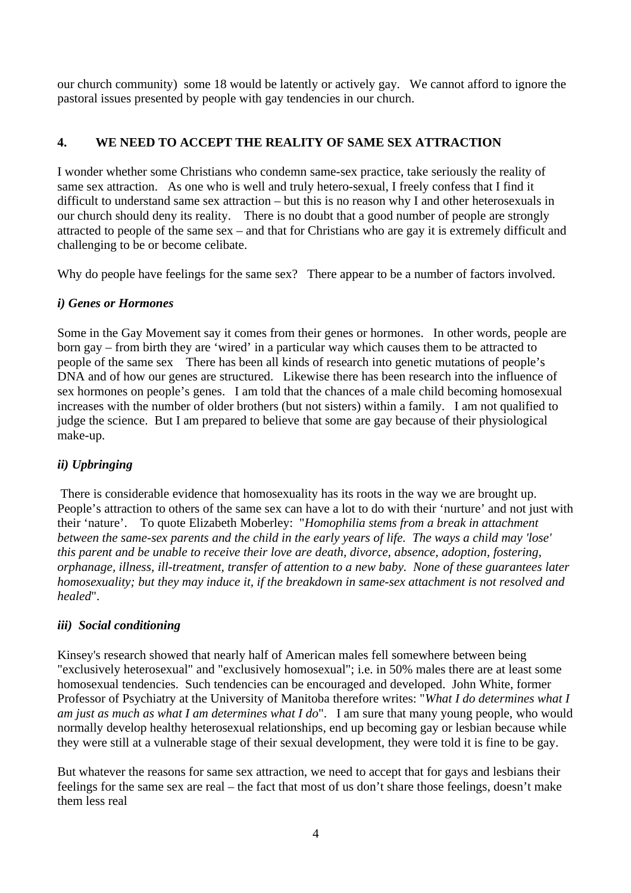our church community) some 18 would be latently or actively gay. We cannot afford to ignore the pastoral issues presented by people with gay tendencies in our church.

## 4. WE NEED TO ACCEPT THE REALITY OF SAME SEX ATTRACTION

I wonder whether some Christians who condemn same-sex practice, take seriously the reality of same sex attraction. As one who is well and truly hetero-sexual, I freely confess that I find it difficult to understand same sex attraction – but this is no reason why I and other heterosexuals in our church should deny its reality. There is no doubt that a good number of people are strongly attracted to people of the same sex – and that for Christians who are gay it is extremely difficult and challenging to be or become celibate.

Why do people have feelings for the same sex? There appear to be a number of factors involved.

### *i) Genes or Hormones*

Some in the Gay Movement say it comes from their genes or hormones. In other words, people are born gay – from birth they are 'wired' in a particular way which causes them to be attracted to people of the same sex There has been all kinds of research into genetic mutations of people's DNA and of how our genes are structured. Likewise there has been research into the influence of sex hormones on people's genes. I am told that the chances of a male child becoming homosexual increases with the number of older brothers (but not sisters) within a family. I am not qualified to judge the science. But I am prepared to believe that some are gay because of their physiological make-up.

### *ii) Upbringing*

There is considerable evidence that homosexuality has its roots in the way we are brought up. People's attraction to others of the same sex can have a lot to do with their 'nurture' and not just with their 'nature'. To quote Elizabeth Moberley: "*Homophilia stems from a break in attachment between the same-sex parents and the child in the early years of life. The ways a child may 'lose' this parent and be unable to receive their love are death, divorce, absence, adoption, fostering, orphanage, illness, ill-treatment, transfer of attention to a new baby. None of these guarantees later homosexuality; but they may induce it, if the breakdown in same-sex attachment is not resolved and healed*".

### *iii) Social conditioning*

Kinsey's research showed that nearly half of American males fell somewhere between being "exclusively heterosexual" and "exclusively homosexual"; i.e. in 50% males there are at least some homosexual tendencies. Such tendencies can be encouraged and developed. John White, former Professor of Psychiatry at the University of Manitoba therefore writes: "*What I do determines what I am just as much as what I am determines what I do*". I am sure that many young people, who would normally develop healthy heterosexual relationships, end up becoming gay or lesbian because while they were still at a vulnerable stage of their sexual development, they were told it is fine to be gay.

But whatever the reasons for same sex attraction, we need to accept that for gays and lesbians their feelings for the same sex are real – the fact that most of us don't share those feelings, doesn't make them less real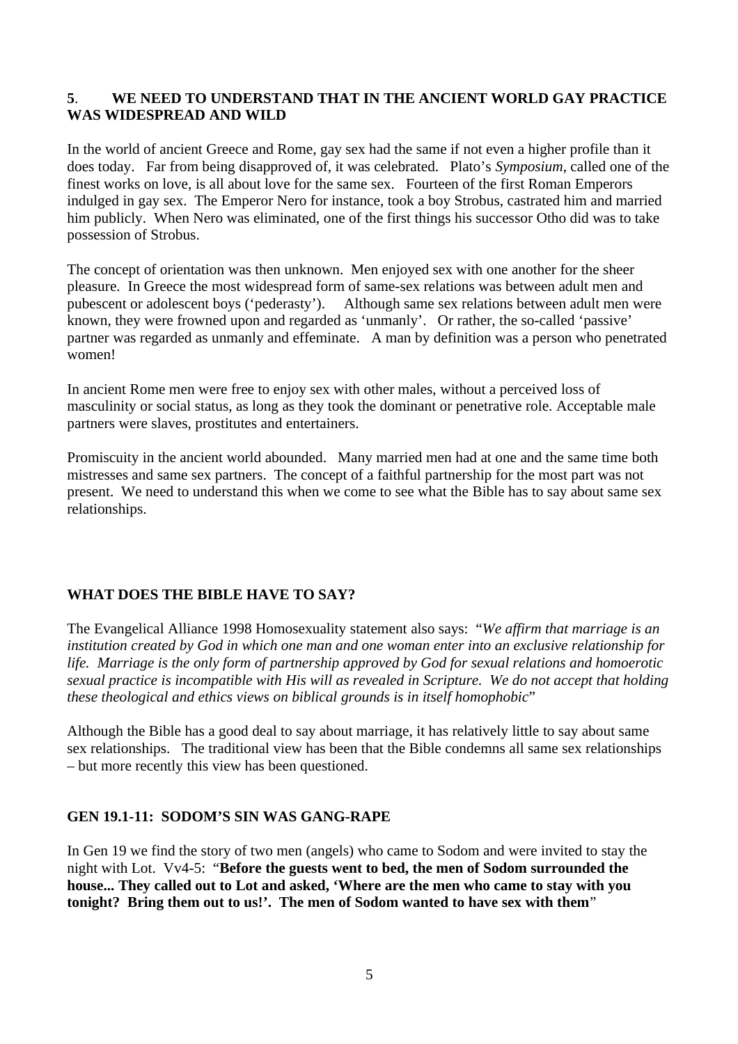## 5. WE NEED TO UNDERSTAND THAT IN THE ANCIENT WORLD GAY PRACTICE WAS WIDESPREAD AND WILD

In the world of ancient Greece and Rome, gay sex had the same if not even a higher profile than it does today. Far from being disapproved of, it was celebrated. Plato's *Symposium*, called one of the finest works on love, is all about love for the same sex. Fourteen of the first Roman Emperors indulged in gay sex. The Emperor Nero for instance, took a boy Strobus, castrated him and married him publicly. When Nero was eliminated, one of the first things his successor Otho did was to take possession of Strobus.

The concept of orientation was then unknown. Men enjoyed sex with one another for the sheer pleasure. In Greece the most widespread form of same-sex relations was between adult men and pubescent or adolescent boys ('pederasty'). Although same sex relations between adult men were known, they were frowned upon and regarded as 'unmanly'. Or rather, the so-called 'passive' partner was regarded as unmanly and effeminate. A man by definition was a person who penetrated women!

In ancient Rome men were free to enjoy sex with other males, without a perceived loss of masculinity or social status, as long as they took the dominant or penetrative role. Acceptable male partners were slaves, prostitutes and entertainers.

Promiscuity in the ancient world abounded. Many married men had at one and the same time both mistresses and same sex partners. The concept of a faithful partnership for the most part was not present. We need to understand this when we come to see what the Bible has to say about same sex relationships.

## WHAT DOES THE BIBLE HAVE TO SAY?

The Evangelical Alliance 1998 Homosexuality statement also says: "*We affirm that marriage is an institution created by God in which one man and one woman enter into an exclusive relationship for life. Marriage is the only form of partnership approved by God for sexual relations and homoerotic sexual practice is incompatible with His will as revealed in Scripture. We do not accept that holding these theological and ethics views on biblical grounds is in itself homophobic*"

Although the Bible has a good deal to say about marriage, it has relatively little to say about same sex relationships. The traditional view has been that the Bible condemns all same sex relationships – but more recently this view has been questioned.

### GEN 19.1-11: SODOM'S SIN WAS GANG-RAPE

In Gen 19 we find the story of two men (angels) who came to Sodom and were invited to stay the night with Lot. Vv4-5: "**Before the guests went to bed, the men of Sodom surrounded the house... They called out to Lot and asked, 'Where are the men who came to stay with you tonight? Bring them out to us!'. The men of Sodom wanted to have sex with them**"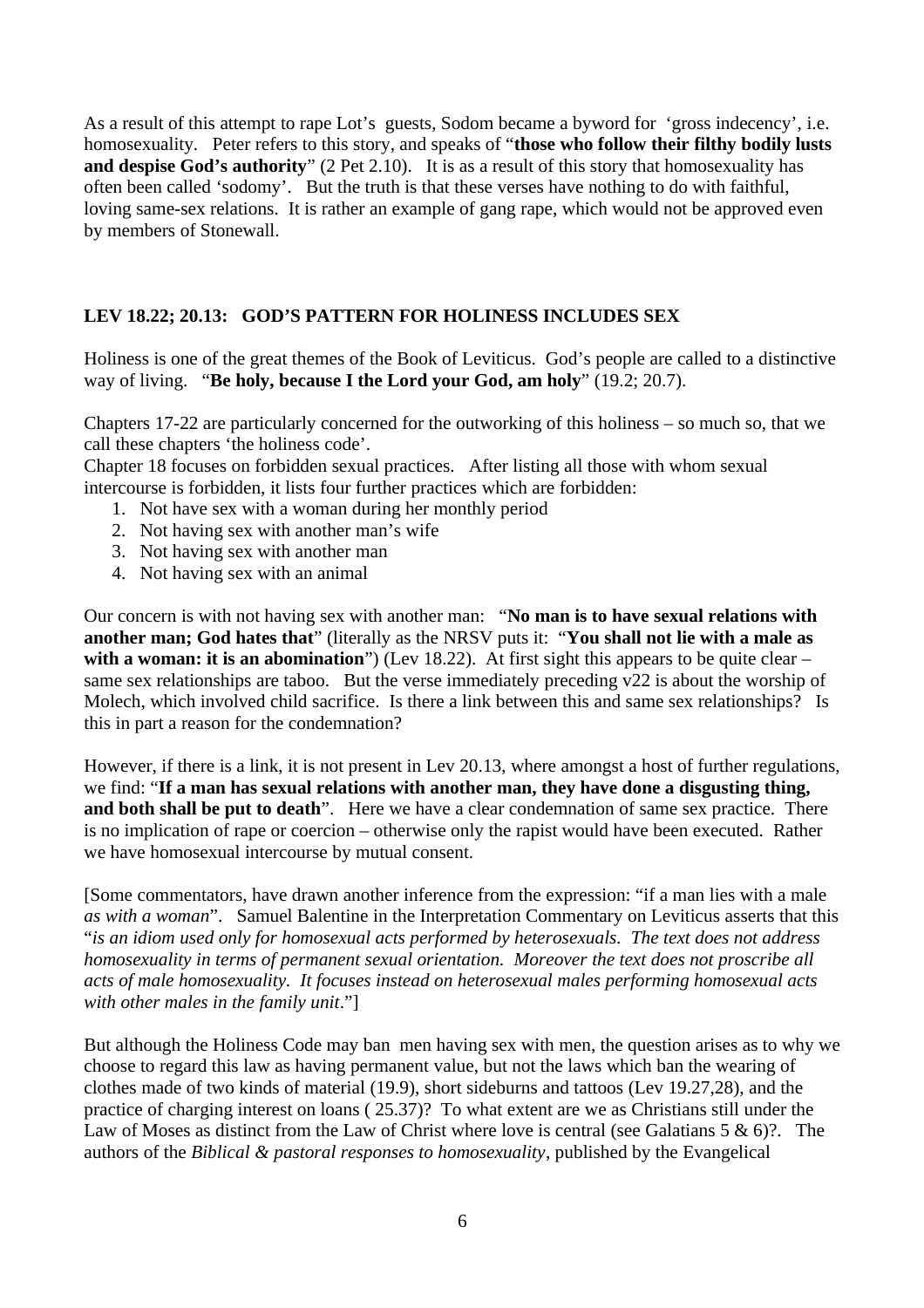As a result of this attempt to rape Lot's guests, Sodom became a byword for 'gross indecency', i.e. homosexuality. Peter refers to this story, and speaks of "**those who follow their filthy bodily lusts and despise God's authority**" (2 Pet 2.10). It is as a result of this story that homosexuality has often been called 'sodomy'. But the truth is that these verses have nothing to do with faithful, loving same-sex relations. It is rather an example of gang rape, which would not be approved even by members of Stonewall.

## LEV 18.22; 20.13: GOD'S PATTERN FOR HOLINESS INCLUDES SEX

Holiness is one of the great themes of the Book of Leviticus. God's people are called to a distinctive way of living. "**Be holy, because I the Lord your God, am holy**" (19.2; 20.7).

Chapters 17-22 are particularly concerned for the outworking of this holiness – so much so, that we call these chapters 'the holiness code'.
Chapter 18 focuses on forbidden sexual practices. After listing all those with whom sexual intercourse is forbidden, it lists four further practices which are forbidden:

1. Not have sex with a woman during her monthly period
2. Not having sex with another man's wife
3. Not having sex with another man
4. Not having sex with an animal

Our concern is with not having sex with another man: "**No man is to have sexual relations with another man; God hates that**" (literally as the NRSV puts it: "**You shall not lie with a male as with a woman: it is an abomination**") (Lev 18.22). At first sight this appears to be quite clear – same sex relationships are taboo. But the verse immediately preceding v22 is about the worship of Molech, which involved child sacrifice. Is there a link between this and same sex relationships? Is this in part a reason for the condemnation?

However, if there is a link, it is not present in Lev 20.13, where amongst a host of further regulations, we find: "**If a man has sexual relations with another man, they have done a disgusting thing, and both shall be put to death**". Here we have a clear condemnation of same sex practice. There is no implication of rape or coercion – otherwise only the rapist would have been executed. Rather we have homosexual intercourse by mutual consent.

[Some commentators, have drawn another inference from the expression: "if a man lies with a male *as with a woman*". Samuel Balentine in the Interpretation Commentary on Leviticus asserts that this "*is an idiom used only for homosexual acts performed by heterosexuals. The text does not address homosexuality in terms of permanent sexual orientation. Moreover the text does not proscribe all acts of male homosexuality. It focuses instead on heterosexual males performing homosexual acts with other males in the family unit*."]

But although the Holiness Code may ban men having sex with men, the question arises as to why we choose to regard this law as having permanent value, but not the laws which ban the wearing of clothes made of two kinds of material (19.9), short sideburns and tattoos (Lev 19.27,28), and the practice of charging interest on loans ( 25.37)? To what extent are we as Christians still under the Law of Moses as distinct from the Law of Christ where love is central (see Galatians 5 & 6)?. The authors of the *Biblical & pastoral responses to homosexuality*, published by the Evangelical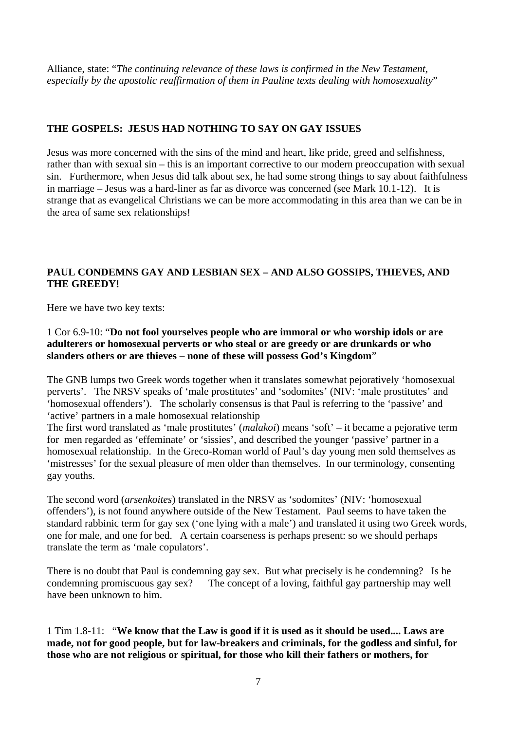Alliance, state: "*The continuing relevance of these laws is confirmed in the New Testament, especially by the apostolic reaffirmation of them in Pauline texts dealing with homosexuality*"

## THE GOSPELS: JESUS HAD NOTHING TO SAY ON GAY ISSUES

Jesus was more concerned with the sins of the mind and heart, like pride, greed and selfishness, rather than with sexual sin – this is an important corrective to our modern preoccupation with sexual sin. Furthermore, when Jesus did talk about sex, he had some strong things to say about faithfulness in marriage – Jesus was a hard-liner as far as divorce was concerned (see Mark 10.1-12). It is strange that as evangelical Christians we can be more accommodating in this area than we can be in the area of same sex relationships!

## PAUL CONDEMNS GAY AND LESBIAN SEX – AND ALSO GOSSIPS, THIEVES, AND THE GREEDY!

Here we have two key texts:

1 Cor 6.9-10: "**Do not fool yourselves people who are immoral or who worship idols or are adulterers or homosexual perverts or who steal or are greedy or are drunkards or who slanders others or are thieves – none of these will possess God's Kingdom**"

The GNB lumps two Greek words together when it translates somewhat pejoratively 'homosexual perverts'. The NRSV speaks of 'male prostitutes' and 'sodomites' (NIV: 'male prostitutes' and 'homosexual offenders'). The scholarly consensus is that Paul is referring to the 'passive' and 'active' partners in a male homosexual relationship
The first word translated as 'male prostitutes' (*malakoi*) means 'soft' – it became a pejorative term for men regarded as 'effeminate' or 'sissies', and described the younger 'passive' partner in a homosexual relationship. In the Greco-Roman world of Paul's day young men sold themselves as 'mistresses' for the sexual pleasure of men older than themselves. In our terminology, consenting gay youths.

The second word (*arsenkoites*) translated in the NRSV as 'sodomites' (NIV: 'homosexual offenders'), is not found anywhere outside of the New Testament. Paul seems to have taken the standard rabbinic term for gay sex ('one lying with a male') and translated it using two Greek words, one for male, and one for bed. A certain coarseness is perhaps present: so we should perhaps translate the term as 'male copulators'.

There is no doubt that Paul is condemning gay sex. But what precisely is he condemning? Is he condemning promiscuous gay sex? The concept of a loving, faithful gay partnership may well have been unknown to him.

1 Tim 1.8-11: "**We know that the Law is good if it is used as it should be used.... Laws are made, not for good people, but for law-breakers and criminals, for the godless and sinful, for those who are not religious or spiritual, for those who kill their fathers or mothers, for**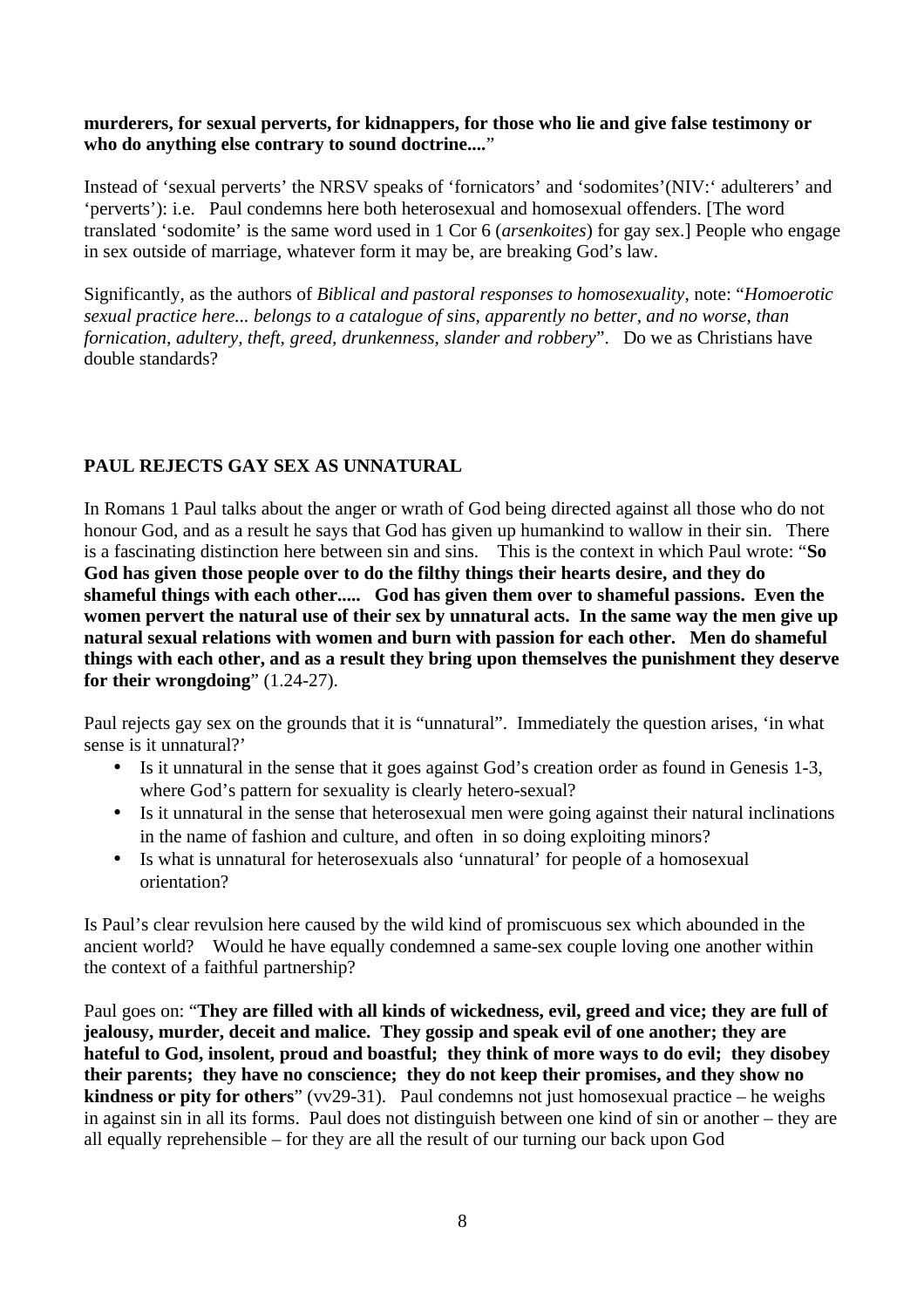**murderers, for sexual perverts, for kidnappers, for those who lie and give false testimony or who do anything else contrary to sound doctrine....**"

Instead of 'sexual perverts' the NRSV speaks of 'fornicators' and 'sodomites'(NIV:' adulterers' and 'perverts'): i.e. Paul condemns here both heterosexual and homosexual offenders. [The word translated 'sodomite' is the same word used in 1 Cor 6 (*arsenkoites*) for gay sex.] People who engage in sex outside of marriage, whatever form it may be, are breaking God's law.

Significantly, as the authors of *Biblical and pastoral responses to homosexuality*, note: "*Homoerotic sexual practice here... belongs to a catalogue of sins, apparently no better, and no worse, than fornication, adultery, theft, greed, drunkenness, slander and robbery*". Do we as Christians have double standards?

**PAUL REJECTS GAY SEX AS UNNATURAL**

In Romans 1 Paul talks about the anger or wrath of God being directed against all those who do not honour God, and as a result he says that God has given up humankind to wallow in their sin. There is a fascinating distinction here between sin and sins. This is the context in which Paul wrote: "**So God has given those people over to do the filthy things their hearts desire, and they do shameful things with each other..... God has given them over to shameful passions. Even the women pervert the natural use of their sex by unnatural acts. In the same way the men give up natural sexual relations with women and burn with passion for each other. Men do shameful things with each other, and as a result they bring upon themselves the punishment they deserve for their wrongdoing**" (1.24-27).

Paul rejects gay sex on the grounds that it is "unnatural". Immediately the question arises, 'in what sense is it unnatural?'

- Is it unnatural in the sense that it goes against God's creation order as found in Genesis 1-3, where God's pattern for sexuality is clearly hetero-sexual?
- Is it unnatural in the sense that heterosexual men were going against their natural inclinations in the name of fashion and culture, and often in so doing exploiting minors?
- Is what is unnatural for heterosexuals also 'unnatural' for people of a homosexual orientation?

Is Paul's clear revulsion here caused by the wild kind of promiscuous sex which abounded in the ancient world? Would he have equally condemned a same-sex couple loving one another within the context of a faithful partnership?

Paul goes on: "**They are filled with all kinds of wickedness, evil, greed and vice; they are full of jealousy, murder, deceit and malice. They gossip and speak evil of one another; they are hateful to God, insolent, proud and boastful; they think of more ways to do evil; they disobey their parents; they have no conscience; they do not keep their promises, and they show no kindness or pity for others**" (vv29-31). Paul condemns not just homosexual practice – he weighs in against sin in all its forms. Paul does not distinguish between one kind of sin or another – they are all equally reprehensible – for they are all the result of our turning our back upon God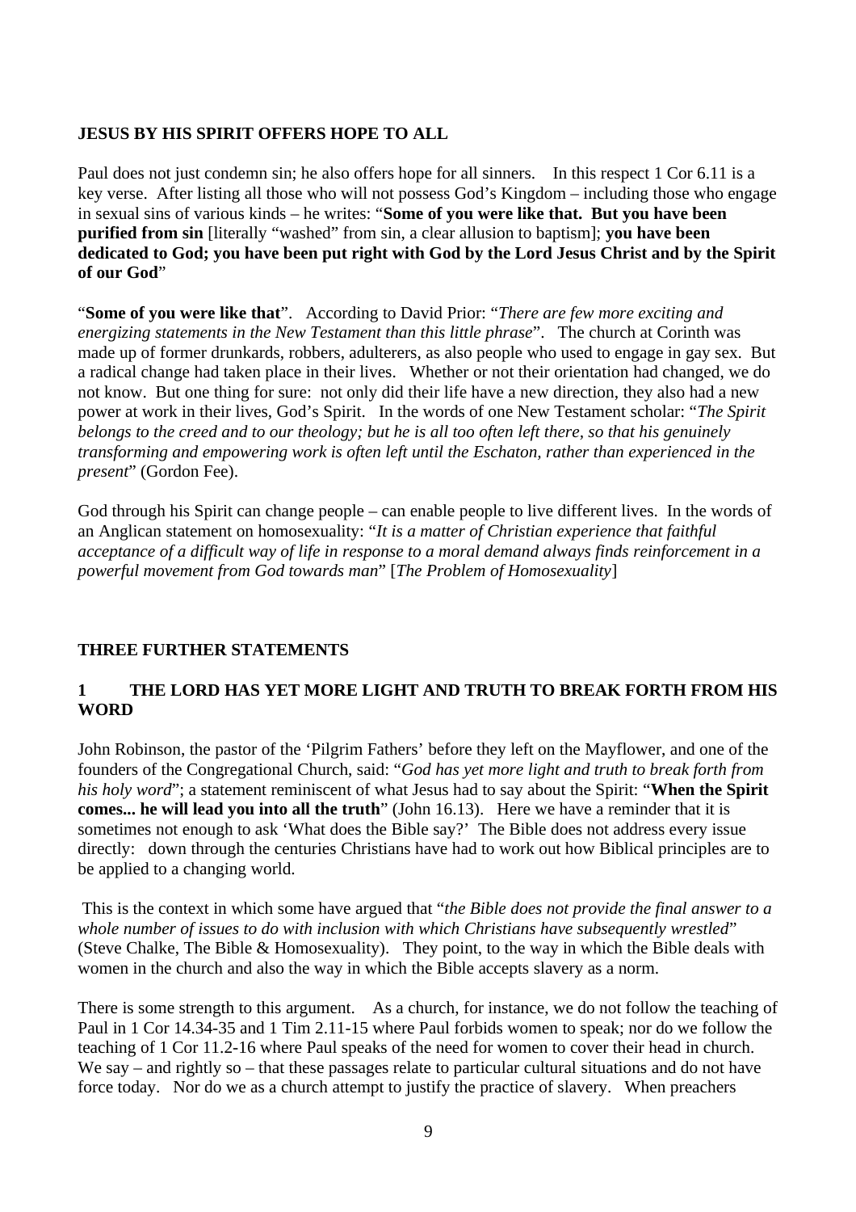## JESUS BY HIS SPIRIT OFFERS HOPE TO ALL

Paul does not just condemn sin; he also offers hope for all sinners. In this respect 1 Cor 6.11 is a key verse. After listing all those who will not possess God's Kingdom – including those who engage in sexual sins of various kinds – he writes: "**Some of you were like that. But you have been purified from sin** [literally "washed" from sin, a clear allusion to baptism]; **you have been dedicated to God; you have been put right with God by the Lord Jesus Christ and by the Spirit of our God**"

"**Some of you were like that**". According to David Prior: "*There are few more exciting and energizing statements in the New Testament than this little phrase*". The church at Corinth was made up of former drunkards, robbers, adulterers, as also people who used to engage in gay sex. But a radical change had taken place in their lives. Whether or not their orientation had changed, we do not know. But one thing for sure: not only did their life have a new direction, they also had a new power at work in their lives, God's Spirit. In the words of one New Testament scholar: "*The Spirit belongs to the creed and to our theology; but he is all too often left there, so that his genuinely transforming and empowering work is often left until the Eschaton, rather than experienced in the present*" (Gordon Fee).

God through his Spirit can change people – can enable people to live different lives. In the words of an Anglican statement on homosexuality: "*It is a matter of Christian experience that faithful acceptance of a difficult way of life in response to a moral demand always finds reinforcement in a powerful movement from God towards man*" [*The Problem of Homosexuality*]

## THREE FURTHER STATEMENTS

### 1 THE LORD HAS YET MORE LIGHT AND TRUTH TO BREAK FORTH FROM HIS WORD

John Robinson, the pastor of the 'Pilgrim Fathers' before they left on the Mayflower, and one of the founders of the Congregational Church, said: "*God has yet more light and truth to break forth from his holy word*"; a statement reminiscent of what Jesus had to say about the Spirit: "**When the Spirit comes... he will lead you into all the truth**" (John 16.13). Here we have a reminder that it is sometimes not enough to ask 'What does the Bible say?' The Bible does not address every issue directly: down through the centuries Christians have had to work out how Biblical principles are to be applied to a changing world.

This is the context in which some have argued that "*the Bible does not provide the final answer to a whole number of issues to do with inclusion with which Christians have subsequently wrestled*" (Steve Chalke, The Bible & Homosexuality). They point, to the way in which the Bible deals with women in the church and also the way in which the Bible accepts slavery as a norm.

There is some strength to this argument. As a church, for instance, we do not follow the teaching of Paul in 1 Cor 14.34-35 and 1 Tim 2.11-15 where Paul forbids women to speak; nor do we follow the teaching of 1 Cor 11.2-16 where Paul speaks of the need for women to cover their head in church. We say – and rightly so – that these passages relate to particular cultural situations and do not have force today. Nor do we as a church attempt to justify the practice of slavery. When preachers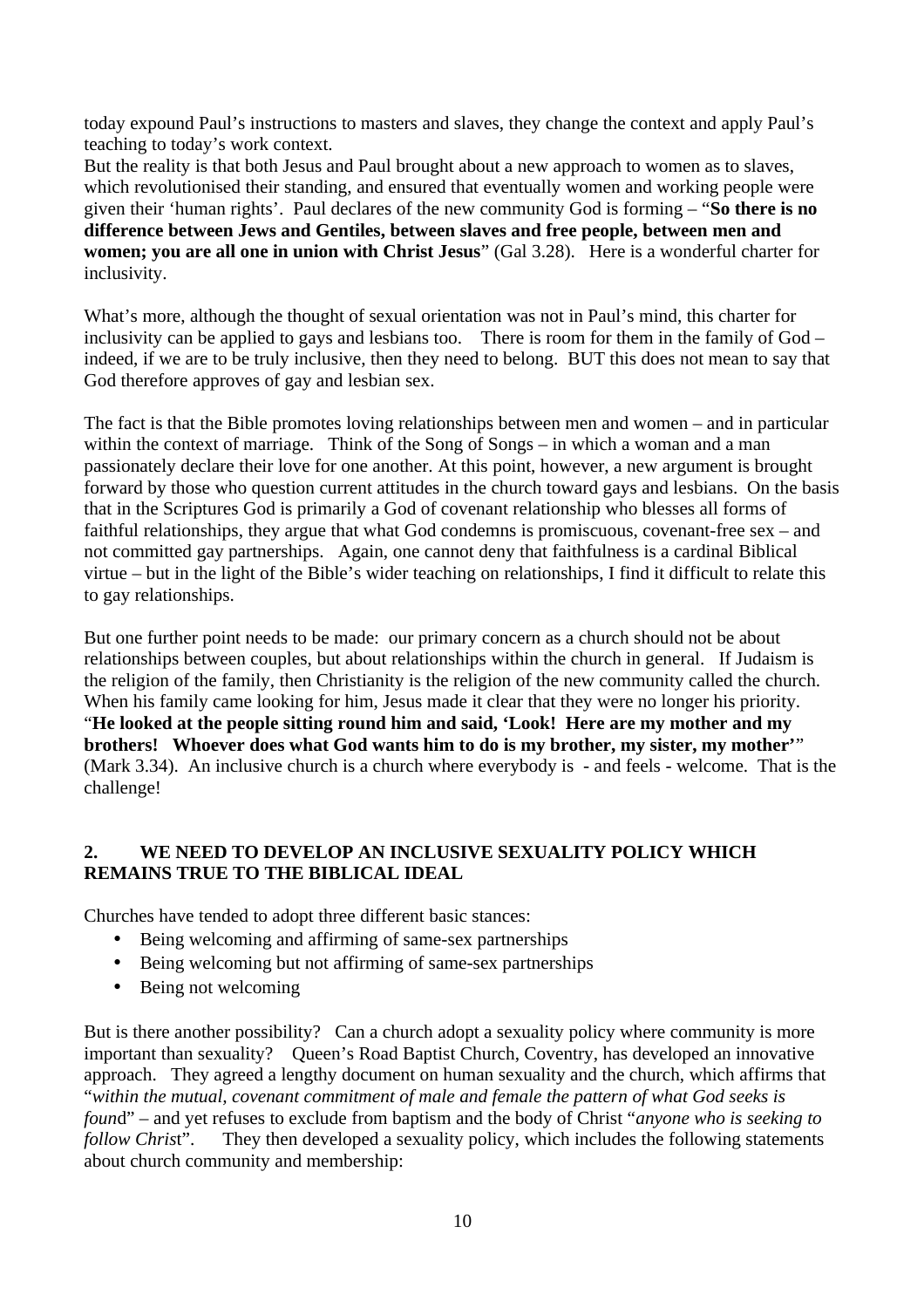today expound Paul's instructions to masters and slaves, they change the context and apply Paul's teaching to today's work context.
But the reality is that both Jesus and Paul brought about a new approach to women as to slaves, which revolutionised their standing, and ensured that eventually women and working people were given their 'human rights'. Paul declares of the new community God is forming – "**So there is no difference between Jews and Gentiles, between slaves and free people, between men and women; you are all one in union with Christ Jesus**" (Gal 3.28). Here is a wonderful charter for inclusivity.

What's more, although the thought of sexual orientation was not in Paul's mind, this charter for inclusivity can be applied to gays and lesbians too. There is room for them in the family of God – indeed, if we are to be truly inclusive, then they need to belong. BUT this does not mean to say that God therefore approves of gay and lesbian sex.

The fact is that the Bible promotes loving relationships between men and women – and in particular within the context of marriage. Think of the Song of Songs – in which a woman and a man passionately declare their love for one another. At this point, however, a new argument is brought forward by those who question current attitudes in the church toward gays and lesbians. On the basis that in the Scriptures God is primarily a God of covenant relationship who blesses all forms of faithful relationships, they argue that what God condemns is promiscuous, covenant-free sex – and not committed gay partnerships. Again, one cannot deny that faithfulness is a cardinal Biblical virtue – but in the light of the Bible's wider teaching on relationships, I find it difficult to relate this to gay relationships.

But one further point needs to be made: our primary concern as a church should not be about relationships between couples, but about relationships within the church in general. If Judaism is the religion of the family, then Christianity is the religion of the new community called the church. When his family came looking for him, Jesus made it clear that they were no longer his priority. "**He looked at the people sitting round him and said, 'Look! Here are my mother and my brothers! Whoever does what God wants him to do is my brother, my sister, my mother'**" (Mark 3.34). An inclusive church is a church where everybody is - and feels - welcome. That is the challenge!

## 2. WE NEED TO DEVELOP AN INCLUSIVE SEXUALITY POLICY WHICH REMAINS TRUE TO THE BIBLICAL IDEAL

Churches have tended to adopt three different basic stances:

- Being welcoming and affirming of same-sex partnerships
- Being welcoming but not affirming of same-sex partnerships
- Being not welcoming

But is there another possibility? Can a church adopt a sexuality policy where community is more important than sexuality? Queen's Road Baptist Church, Coventry, has developed an innovative approach. They agreed a lengthy document on human sexuality and the church, which affirms that "*within the mutual, covenant commitment of male and female the pattern of what God seeks is found*" – and yet refuses to exclude from baptism and the body of Christ "*anyone who is seeking to follow Christ*". They then developed a sexuality policy, which includes the following statements about church community and membership: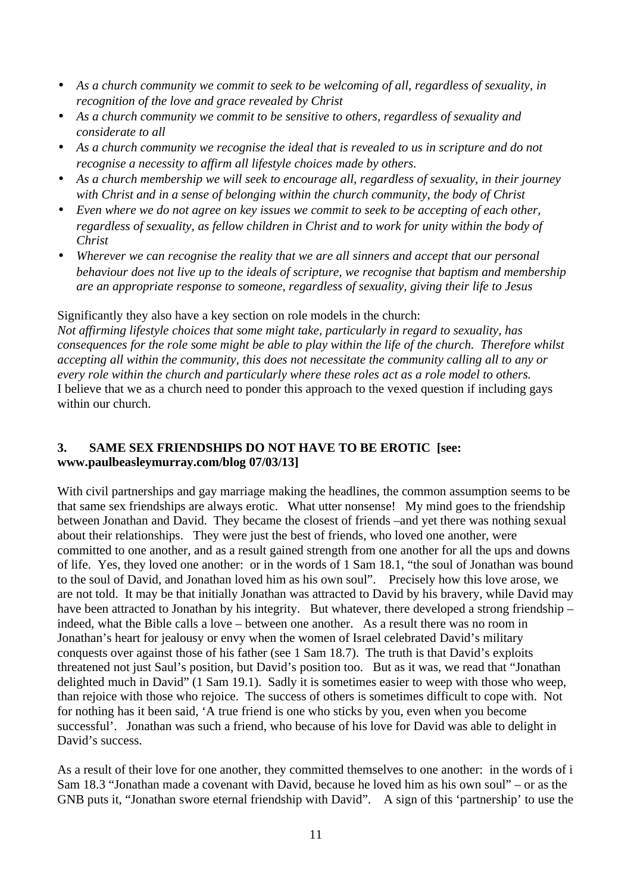- *As a church community we commit to seek to be welcoming of all, regardless of sexuality, in recognition of the love and grace revealed by Christ*
- *As a church community we commit to be sensitive to others, regardless of sexuality and considerate to all*
- *As a church community we recognise the ideal that is revealed to us in scripture and do not recognise a necessity to affirm all lifestyle choices made by others.*
- *As a church membership we will seek to encourage all, regardless of sexuality, in their journey with Christ and in a sense of belonging within the church community, the body of Christ*
- *Even where we do not agree on key issues we commit to seek to be accepting of each other, regardless of sexuality, as fellow children in Christ and to work for unity within the body of Christ*
- *Wherever we can recognise the reality that we are all sinners and accept that our personal behaviour does not live up to the ideals of scripture, we recognise that baptism and membership are an appropriate response to someone, regardless of sexuality, giving their life to Jesus*

Significantly they also have a key section on role models in the church:
*Not affirming lifestyle choices that some might take, particularly in regard to sexuality, has consequences for the role some might be able to play within the life of the church. Therefore whilst accepting all within the community, this does not necessitate the community calling all to any or every role within the church and particularly where these roles act as a role model to others.*
I believe that we as a church need to ponder this approach to the vexed question if including gays within our church.

### 3. SAME SEX FRIENDSHIPS DO NOT HAVE TO BE EROTIC [see: www.paulbeasleymurray.com/blog 07/03/13]

With civil partnerships and gay marriage making the headlines, the common assumption seems to be that same sex friendships are always erotic. What utter nonsense! My mind goes to the friendship between Jonathan and David. They became the closest of friends –and yet there was nothing sexual about their relationships. They were just the best of friends, who loved one another, were committed to one another, and as a result gained strength from one another for all the ups and downs of life. Yes, they loved one another: or in the words of 1 Sam 18.1, "the soul of Jonathan was bound to the soul of David, and Jonathan loved him as his own soul". Precisely how this love arose, we are not told. It may be that initially Jonathan was attracted to David by his bravery, while David may have been attracted to Jonathan by his integrity. But whatever, there developed a strong friendship – indeed, what the Bible calls a love – between one another. As a result there was no room in Jonathan's heart for jealousy or envy when the women of Israel celebrated David's military conquests over against those of his father (see 1 Sam 18.7). The truth is that David's exploits threatened not just Saul's position, but David's position too. But as it was, we read that "Jonathan delighted much in David" (1 Sam 19.1). Sadly it is sometimes easier to weep with those who weep, than rejoice with those who rejoice. The success of others is sometimes difficult to cope with. Not for nothing has it been said, 'A true friend is one who sticks by you, even when you become successful'. Jonathan was such a friend, who because of his love for David was able to delight in David's success.

As a result of their love for one another, they committed themselves to one another: in the words of i Sam 18.3 "Jonathan made a covenant with David, because he loved him as his own soul" – or as the GNB puts it, "Jonathan swore eternal friendship with David". A sign of this 'partnership' to use the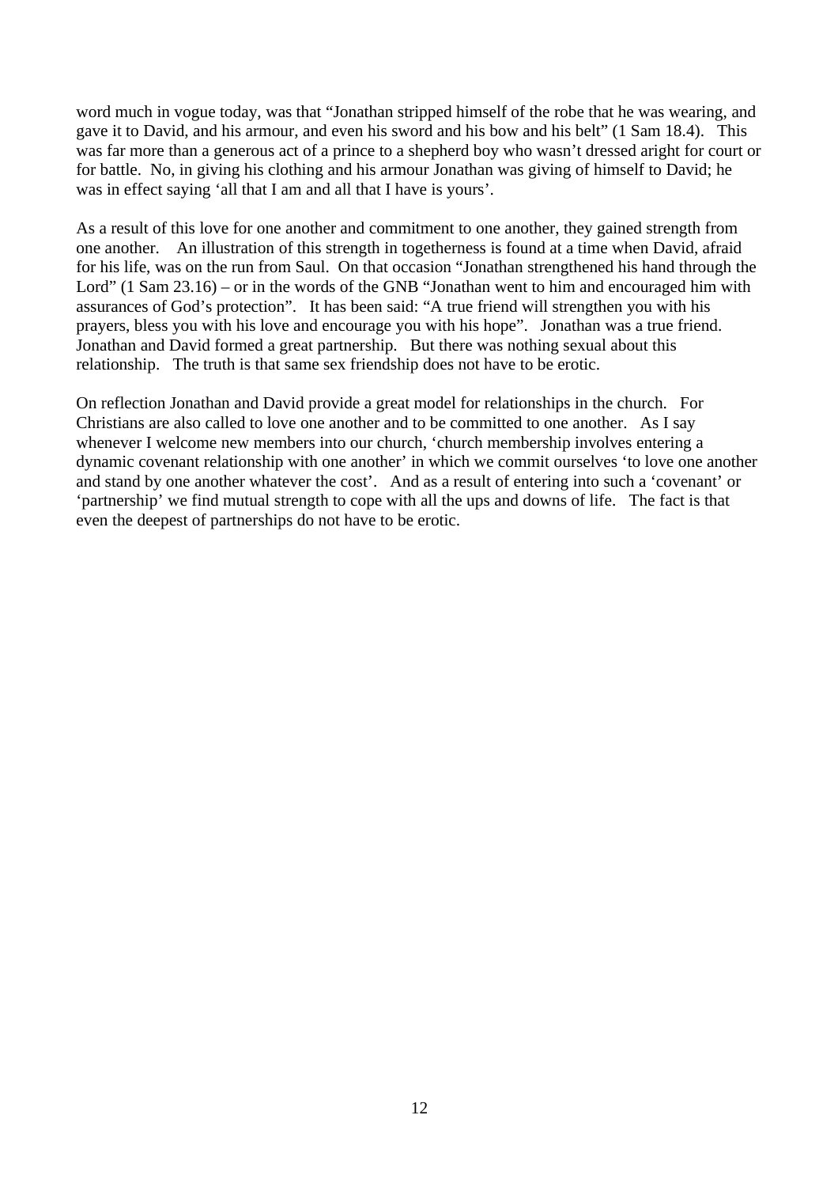word much in vogue today, was that "Jonathan stripped himself of the robe that he was wearing, and gave it to David, and his armour, and even his sword and his bow and his belt" (1 Sam 18.4). This was far more than a generous act of a prince to a shepherd boy who wasn't dressed aright for court or for battle. No, in giving his clothing and his armour Jonathan was giving of himself to David; he was in effect saying 'all that I am and all that I have is yours'.

As a result of this love for one another and commitment to one another, they gained strength from one another. An illustration of this strength in togetherness is found at a time when David, afraid for his life, was on the run from Saul. On that occasion "Jonathan strengthened his hand through the Lord" (1 Sam 23.16) – or in the words of the GNB "Jonathan went to him and encouraged him with assurances of God's protection". It has been said: "A true friend will strengthen you with his prayers, bless you with his love and encourage you with his hope". Jonathan was a true friend. Jonathan and David formed a great partnership. But there was nothing sexual about this relationship. The truth is that same sex friendship does not have to be erotic.

On reflection Jonathan and David provide a great model for relationships in the church. For Christians are also called to love one another and to be committed to one another. As I say whenever I welcome new members into our church, 'church membership involves entering a dynamic covenant relationship with one another' in which we commit ourselves 'to love one another and stand by one another whatever the cost'. And as a result of entering into such a 'covenant' or 'partnership' we find mutual strength to cope with all the ups and downs of life. The fact is that even the deepest of partnerships do not have to be erotic.